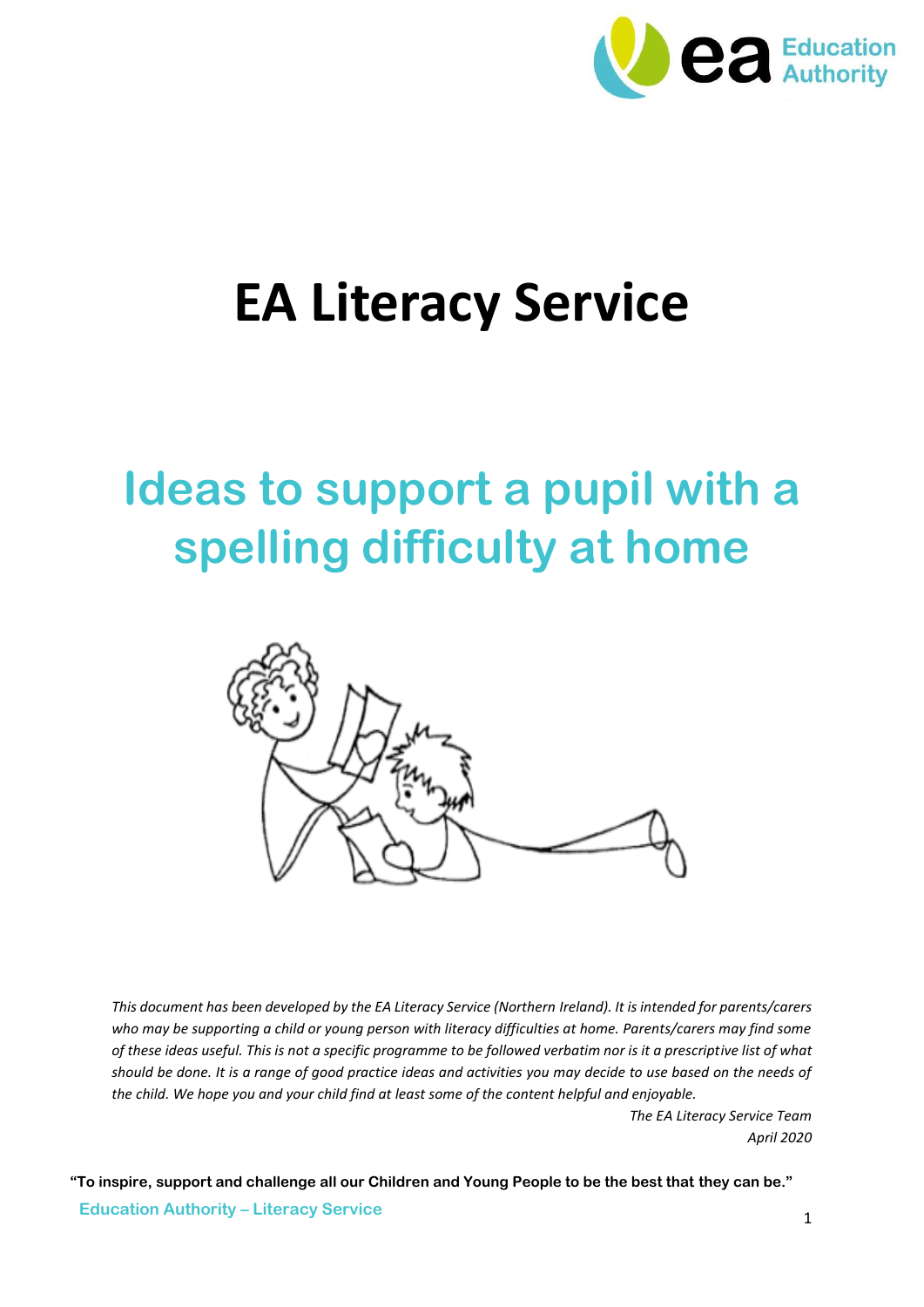# EA Literacy Service

## Ideas to support a pupil with a spelling difficulty at home

*This document has been developed by the EA Literacy Service (Northern Ireland). It is intended for parents/carers who may be supporting a child or young person with literacy difficulties at home. Parents/carers may find some of these ideas useful. This is not a specific programme to be followed verbatim nor is it a prescriptive list of what should be done. It is a range of good practice ideas and activities you may decide to use based on the needs of the child. We hope you and your child find at least some of the content helpful and enjoyable.*

*The EA Literacy Service Team*
*April 2020*

**"To inspire, support and challenge all our Children and Young People to be the best that they can be."**

**Education Authority – Literacy Service**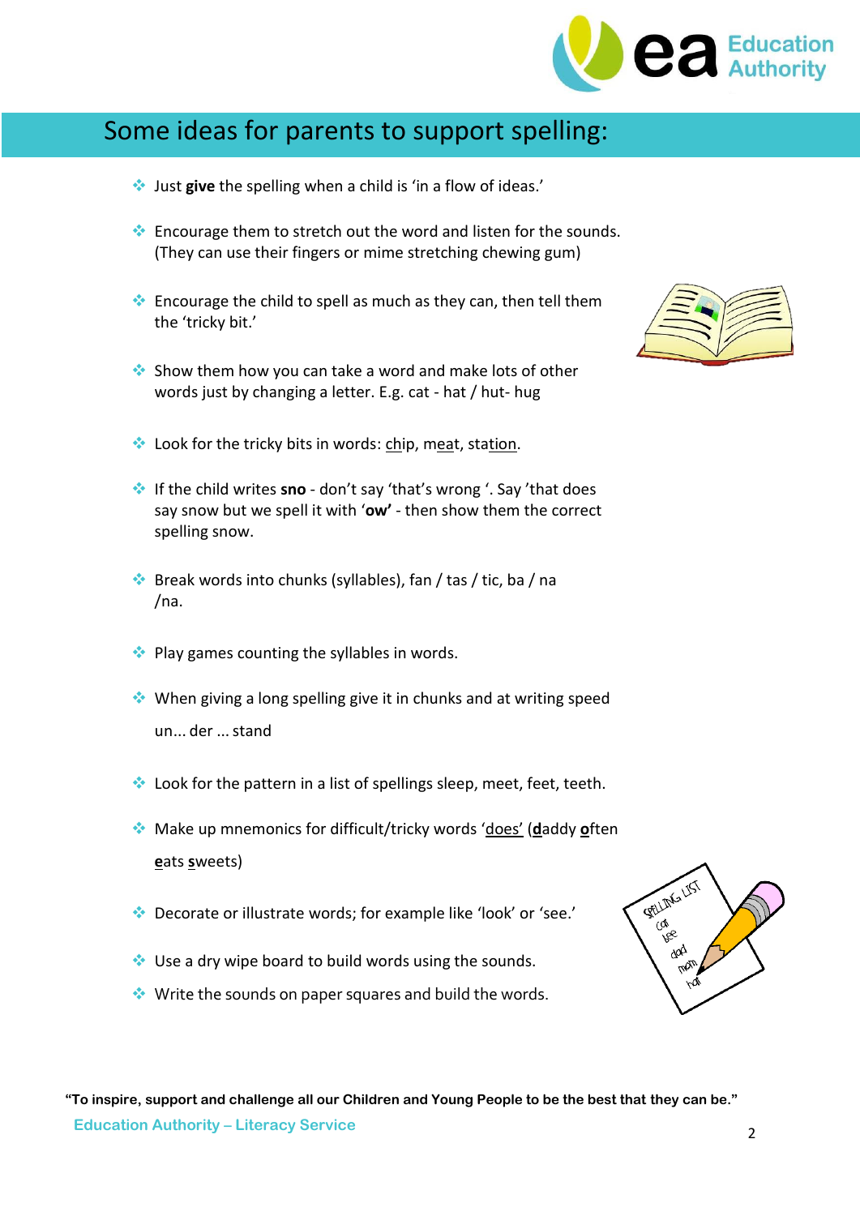# Some ideas for parents to support spelling:

- Just **give** the spelling when a child is 'in a flow of ideas.'
- Encourage them to stretch out the word and listen for the sounds. (They can use their fingers or mime stretching chewing gum)
- Encourage the child to spell as much as they can, then tell them the 'tricky bit.'
- Show them how you can take a word and make lots of other words just by changing a letter. E.g. cat - hat / hut- hug
- Look for the tricky bits in words: <u>ch</u>ip, m<u>ea</u>t, sta<u>tion</u>.
- If the child writes **sno** - don't say 'that's wrong '. Say 'that does say snow but we spell it with '**ow'** - then show them the correct spelling snow.
- Break words into chunks (syllables), fan / tas / tic, ba / na /na.
- Play games counting the syllables in words.
- When giving a long spelling give it in chunks and at writing speed

  un... der ... stand
- Look for the pattern in a list of spellings sleep, meet, feet, teeth.
- Make up mnemonics for difficult/tricky words '<u>does'</u> (**<u>d</u>**addy **<u>o</u>**ften **<u>e</u>**ats **<u>s</u>**weets)
- Decorate or illustrate words; for example like 'look' or 'see.'
- Use a dry wipe board to build words using the sounds.
- Write the sounds on paper squares and build the words.

**"To inspire, support and challenge all our Children and Young People to be the best that they can be."**

**Education Authority – Literacy Service**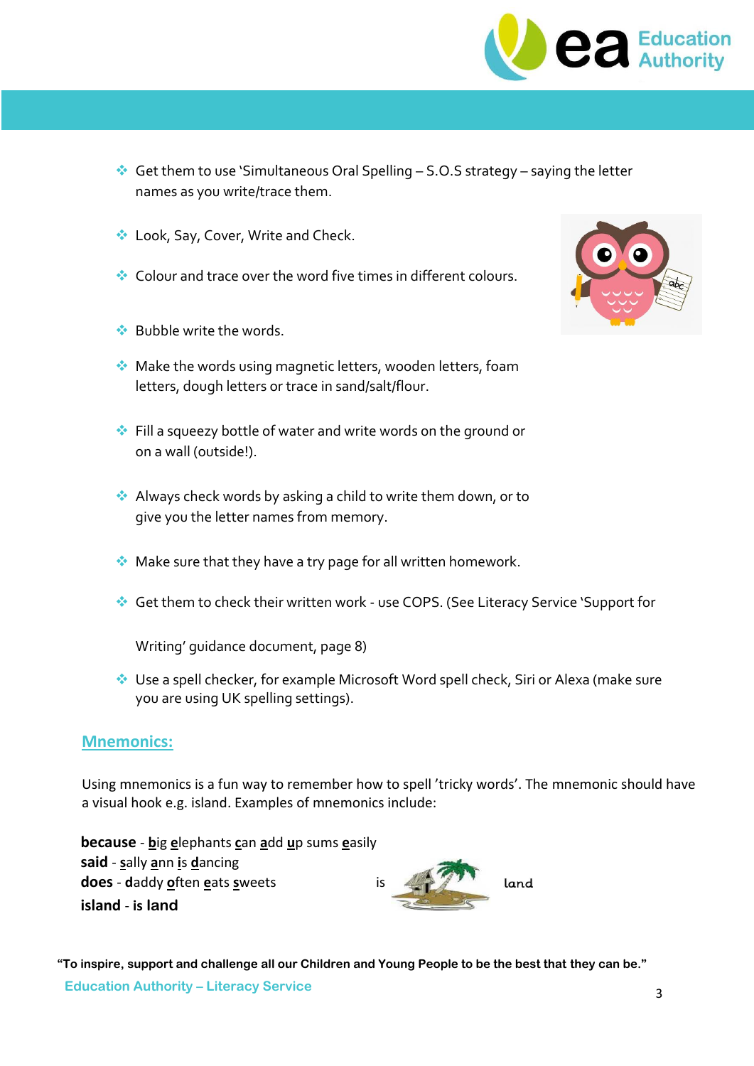- Get them to use 'Simultaneous Oral Spelling – S.O.S strategy – saying the letter names as you write/trace them.
- Look, Say, Cover, Write and Check.
- Colour and trace over the word five times in different colours.
- Bubble write the words.
- Make the words using magnetic letters, wooden letters, foam letters, dough letters or trace in sand/salt/flour.
- Fill a squeezy bottle of water and write words on the ground or on a wall (outside!).
- Always check words by asking a child to write them down, or to give you the letter names from memory.
- Make sure that they have a try page for all written homework.
- Get them to check their written work - use COPS. (See Literacy Service 'Support for Writing' guidance document, page 8)
- Use a spell checker, for example Microsoft Word spell check, Siri or Alexa (make sure you are using UK spelling settings).

## Mnemonics:

Using mnemonics is a fun way to remember how to spell 'tricky words'. The mnemonic should have a visual hook e.g. island. Examples of mnemonics include:

**because** - **b**ig **e**lephants **c**an **a**dd **u**p sums **e**asily
**said** - **s**ally **a**nn **i**s **d**ancing
**does** - **d**addy **o**ften **e**ats **s**weets
**island** - **is land**

is land

"To inspire, support and challenge all our Children and Young People to be the best that they can be."

Education Authority – Literacy Service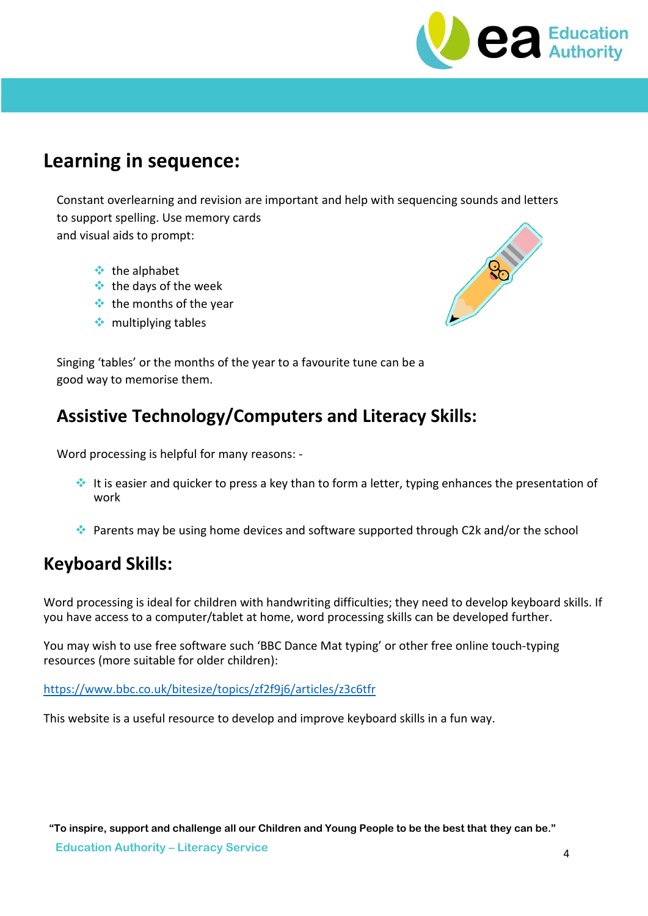## Learning in sequence:

Constant overlearning and revision are important and help with sequencing sounds and letters to support spelling. Use memory cards and visual aids to prompt:

- the alphabet
- the days of the week
- the months of the year
- multiplying tables

Singing 'tables' or the months of the year to a favourite tune can be a good way to memorise them.

## Assistive Technology/Computers and Literacy Skills:

Word processing is helpful for many reasons: -

- It is easier and quicker to press a key than to form a letter, typing enhances the presentation of work
- Parents may be using home devices and software supported through C2k and/or the school

## Keyboard Skills:

Word processing is ideal for children with handwriting difficulties; they need to develop keyboard skills. If you have access to a computer/tablet at home, word processing skills can be developed further.

You may wish to use free software such 'BBC Dance Mat typing' or other free online touch-typing resources (more suitable for older children):

https://www.bbc.co.uk/bitesize/topics/zf2f9j6/articles/z3c6tfr

This website is a useful resource to develop and improve keyboard skills in a fun way.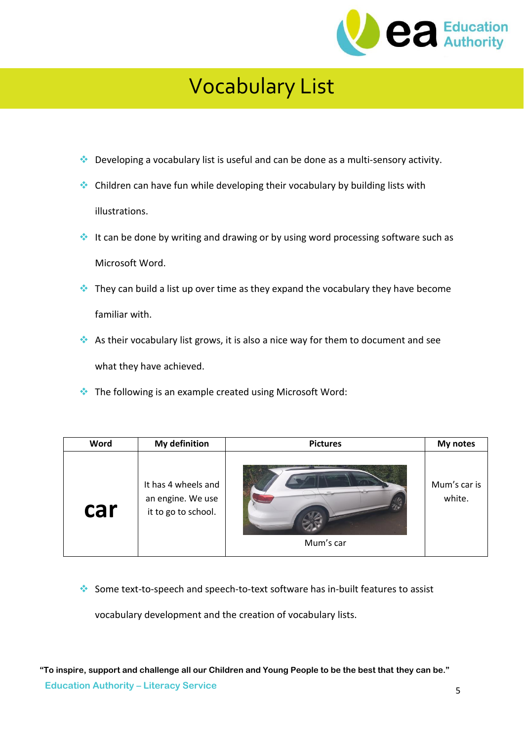# Vocabulary List

- Developing a vocabulary list is useful and can be done as a multi-sensory activity.
- Children can have fun while developing their vocabulary by building lists with illustrations.
- It can be done by writing and drawing or by using word processing software such as Microsoft Word.
- They can build a list up over time as they expand the vocabulary they have become familiar with.
- As their vocabulary list grows, it is also a nice way for them to document and see what they have achieved.
- The following is an example created using Microsoft Word:

| Word | My definition | Pictures | My notes |
| --- | --- | --- | --- |
| **car** | It has 4 wheels and an engine. We use it to go to school. | Mum's car | Mum's car is white. |

- Some text-to-speech and speech-to-text software has in-built features to assist vocabulary development and the creation of vocabulary lists.

**"To inspire, support and challenge all our Children and Young People to be the best that they can be."**

**Education Authority – Literacy Service**